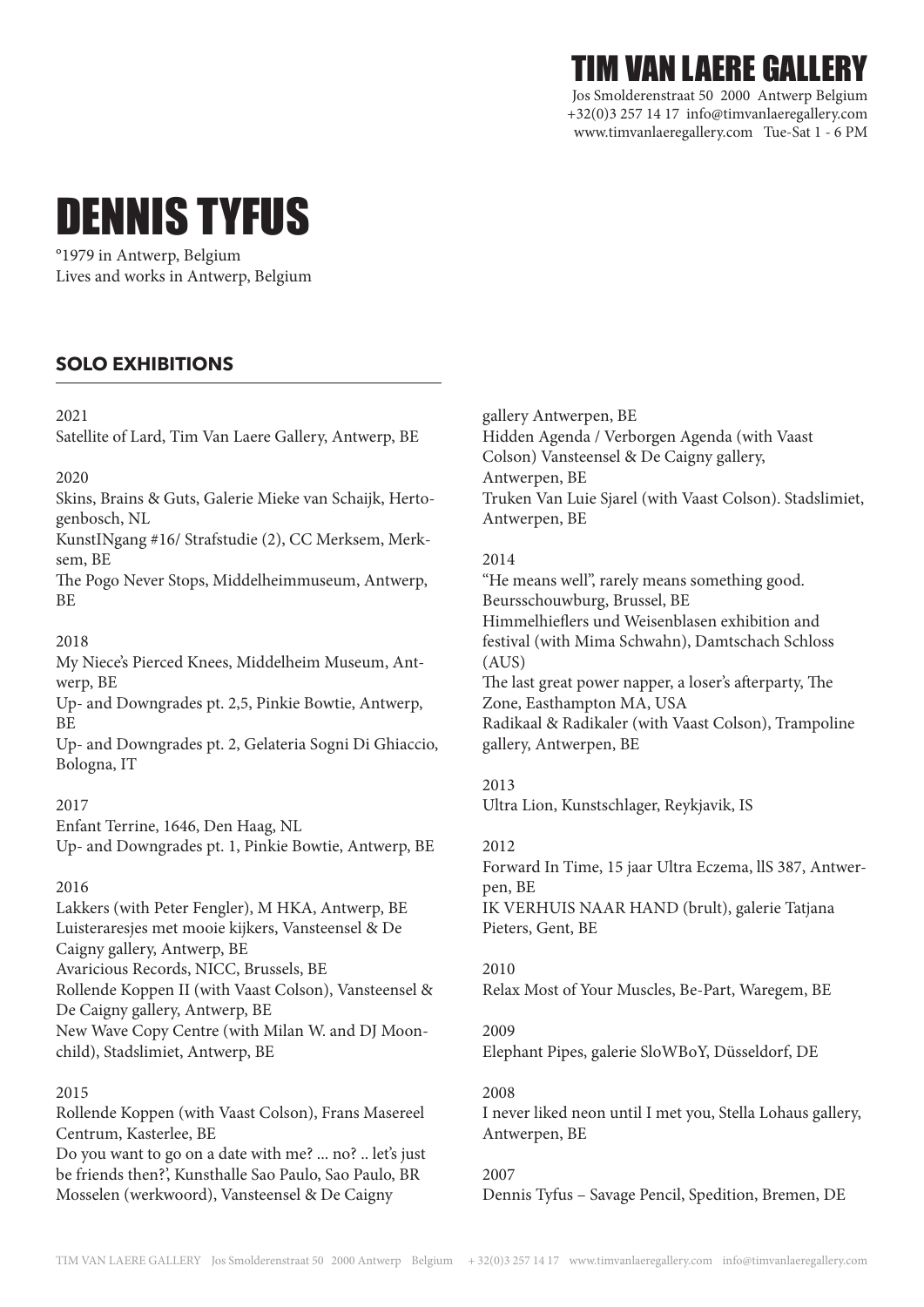# TIM VAN LAERE GALLERY

Jos Smolderenstraat 50 2000 Antwerp Belgium
+32(0)3 257 14 17 info@timvanlaeregallery.com
www.timvanlaeregallery.com Tue-Sat 1 - 6 PM

# DENNIS TYFUS

°1979 in Antwerp, Belgium
Lives and works in Antwerp, Belgium

## SOLO EXHIBITIONS

2021
Satellite of Lard, Tim Van Laere Gallery, Antwerp, BE

2020
Skins, Brains & Guts, Galerie Mieke van Schaijk, Hertogenbosch, NL
KunstINgang #16/ Strafstudie (2), CC Merksem, Merksem, BE
The Pogo Never Stops, Middelheimmuseum, Antwerp, BE

2018
My Niece's Pierced Knees, Middelheim Museum, Antwerp, BE
Up- and Downgrades pt. 2,5, Pinkie Bowtie, Antwerp, BE
Up- and Downgrades pt. 2, Gelateria Sogni Di Ghiaccio, Bologna, IT

2017
Enfant Terrine, 1646, Den Haag, NL
Up- and Downgrades pt. 1, Pinkie Bowtie, Antwerp, BE

2016
Lakkers (with Peter Fengler), M HKA, Antwerp, BE
Luisteraresjes met mooie kijkers, Vansteensel & De Caigny gallery, Antwerp, BE
Avaricious Records, NICC, Brussels, BE
Rollende Koppen II (with Vaast Colson), Vansteensel & De Caigny gallery, Antwerp, BE
New Wave Copy Centre (with Milan W. and DJ Moonchild), Stadslimiet, Antwerp, BE

2015
Rollende Koppen (with Vaast Colson), Frans Masereel Centrum, Kasterlee, BE
Do you want to go on a date with me? ... no? .. let's just be friends then?', Kunsthalle Sao Paulo, Sao Paulo, BR
Mosselen (werkwoord), Vansteensel & De Caigny gallery Antwerpen, BE
Hidden Agenda / Verborgen Agenda (with Vaast Colson) Vansteensel & De Caigny gallery, Antwerpen, BE
Truken Van Luie Sjarel (with Vaast Colson). Stadslimiet, Antwerpen, BE

2014
"He means well", rarely means something good. Beursschouwburg, Brussel, BE
Himmelhieflers und Weisenblasen exhibition and festival (with Mima Schwahn), Damtschach Schloss (AUS)
The last great power napper, a loser's afterparty, The Zone, Easthampton MA, USA
Radikaal & Radikaler (with Vaast Colson), Trampoline gallery, Antwerpen, BE

2013
Ultra Lion, Kunstschlager, Reykjavik, IS

2012
Forward In Time, 15 jaar Ultra Eczema, llS 387, Antwerpen, BE
IK VERHUIS NAAR HAND (brult), galerie Tatjana Pieters, Gent, BE

2010
Relax Most of Your Muscles, Be-Part, Waregem, BE

2009
Elephant Pipes, galerie SloWBoY, Düsseldorf, DE

2008
I never liked neon until I met you, Stella Lohaus gallery, Antwerpen, BE

2007
Dennis Tyfus – Savage Pencil, Spedition, Bremen, DE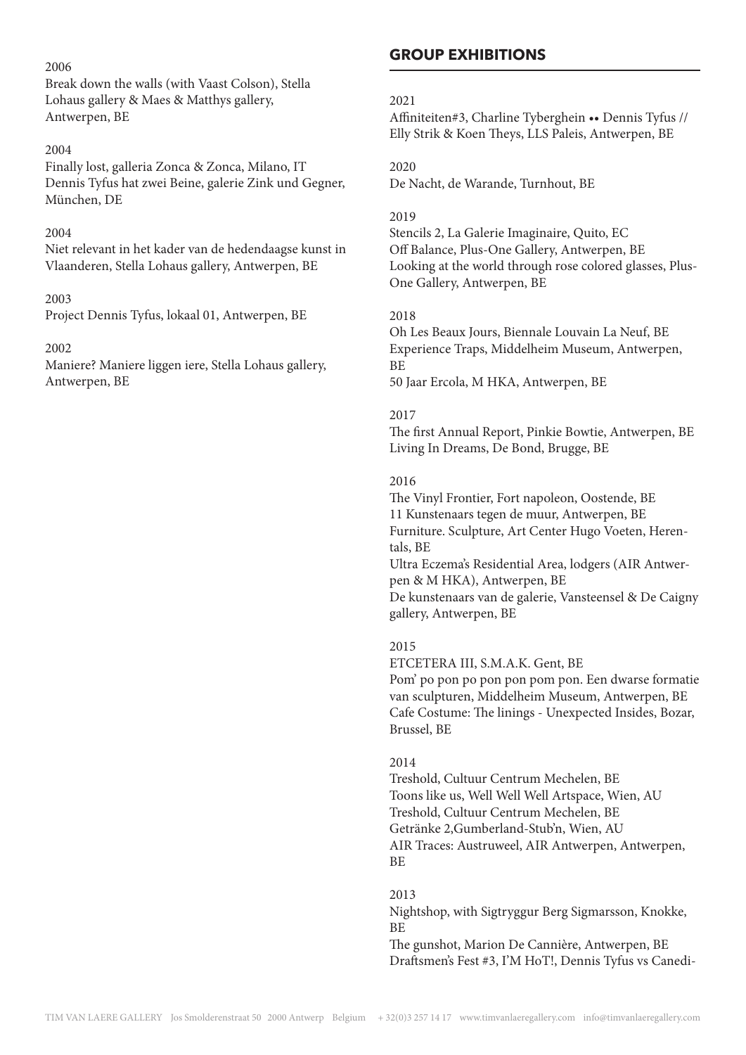2006
Break down the walls (with Vaast Colson), Stella Lohaus gallery & Maes & Matthys gallery, Antwerpen, BE

2004
Finally lost, galleria Zonca & Zonca, Milano, IT
Dennis Tyfus hat zwei Beine, galerie Zink und Gegner, München, DE

2004
Niet relevant in het kader van de hedendaagse kunst in Vlaanderen, Stella Lohaus gallery, Antwerpen, BE

2003
Project Dennis Tyfus, lokaal 01, Antwerpen, BE

2002
Maniere? Maniere liggen iere, Stella Lohaus gallery, Antwerpen, BE

## GROUP EXHIBITIONS

2021
Affiniteiten#3, Charline Tyberghein •• Dennis Tyfus // Elly Strik & Koen Theys, LLS Paleis, Antwerpen, BE

2020
De Nacht, de Warande, Turnhout, BE

2019
Stencils 2, La Galerie Imaginaire, Quito, EC
Off Balance, Plus-One Gallery, Antwerpen, BE
Looking at the world through rose colored glasses, Plus-One Gallery, Antwerpen, BE

2018
Oh Les Beaux Jours, Biennale Louvain La Neuf, BE
Experience Traps, Middelheim Museum, Antwerpen, BE
50 Jaar Ercola, M HKA, Antwerpen, BE

2017
The first Annual Report, Pinkie Bowtie, Antwerpen, BE
Living In Dreams, De Bond, Brugge, BE

2016
The Vinyl Frontier, Fort napoleon, Oostende, BE
11 Kunstenaars tegen de muur, Antwerpen, BE
Furniture. Sculpture, Art Center Hugo Voeten, Herentals, BE
Ultra Eczema's Residential Area, lodgers (AIR Antwerpen & M HKA), Antwerpen, BE
De kunstenaars van de galerie, Vansteensel & De Caigny gallery, Antwerpen, BE

2015
ETCETERA III, S.M.A.K. Gent, BE
Pom' po pon po pon pon pom pon. Een dwarse formatie van sculpturen, Middelheim Museum, Antwerpen, BE
Cafe Costume: The linings - Unexpected Insides, Bozar, Brussel, BE

2014
Treshold, Cultuur Centrum Mechelen, BE
Toons like us, Well Well Well Artspace, Wien, AU
Treshold, Cultuur Centrum Mechelen, BE
Getränke 2,Gumberland-Stub'n, Wien, AU
AIR Traces: Austruweel, AIR Antwerpen, Antwerpen, BE

2013
Nightshop, with Sigtryggur Berg Sigmarsson, Knokke, BE
The gunshot, Marion De Cannière, Antwerpen, BE
Draftsmen's Fest #3, I'M HoT!, Dennis Tyfus vs Canedi-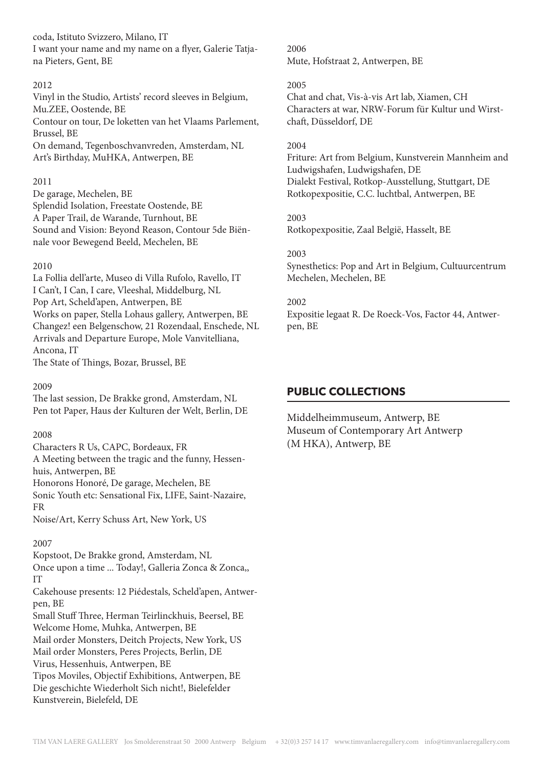coda, Istituto Svizzero, Milano, IT
I want your name and my name on a flyer, Galerie Tatjana Pieters, Gent, BE

2012
Vinyl in the Studio, Artists' record sleeves in Belgium, Mu.ZEE, Oostende, BE
Contour on tour, De loketten van het Vlaams Parlement, Brussel, BE
On demand, Tegenboschvanvreden, Amsterdam, NL
Art's Birthday, MuHKA, Antwerpen, BE

2011
De garage, Mechelen, BE
Splendid Isolation, Freestate Oostende, BE
A Paper Trail, de Warande, Turnhout, BE
Sound and Vision: Beyond Reason, Contour 5de Biënnale voor Bewegend Beeld, Mechelen, BE

2010
La Follia dell'arte, Museo di Villa Rufolo, Ravello, IT
I Can't, I Can, I care, Vleeshal, Middelburg, NL
Pop Art, Scheld'apen, Antwerpen, BE
Works on paper, Stella Lohaus gallery, Antwerpen, BE
Changez! een Belgenschow, 21 Rozendaal, Enschede, NL
Arrivals and Departure Europe, Mole Vanvitelliana, Ancona, IT
The State of Things, Bozar, Brussel, BE

2009
The last session, De Brakke grond, Amsterdam, NL
Pen tot Paper, Haus der Kulturen der Welt, Berlin, DE

2008
Characters R Us, CAPC, Bordeaux, FR
A Meeting between the tragic and the funny, Hessenhuis, Antwerpen, BE
Honorons Honoré, De garage, Mechelen, BE
Sonic Youth etc: Sensational Fix, LIFE, Saint-Nazaire, FR
Noise/Art, Kerry Schuss Art, New York, US

2007
Kopstoot, De Brakke grond, Amsterdam, NL
Once upon a time ... Today!, Galleria Zonca & Zonca,, IT
Cakehouse presents: 12 Piédestals, Scheld'apen, Antwerpen, BE
Small Stuff Three, Herman Teirlinckhuis, Beersel, BE
Welcome Home, Muhka, Antwerpen, BE
Mail order Monsters, Deitch Projects, New York, US
Mail order Monsters, Peres Projects, Berlin, DE
Virus, Hessenhuis, Antwerpen, BE
Tipos Moviles, Objectif Exhibitions, Antwerpen, BE
Die geschichte Wiederholt Sich nicht!, Bielefelder Kunstverein, Bielefeld, DE

2006
Mute, Hofstraat 2, Antwerpen, BE

2005
Chat and chat, Vis-à-vis Art lab, Xiamen, CH
Characters at war, NRW-Forum für Kultur und Wirstchaft, Düsseldorf, DE

2004
Friture: Art from Belgium, Kunstverein Mannheim and Ludwigshafen, Ludwigshafen, DE
Dialekt Festival, Rotkop-Ausstellung, Stuttgart, DE
Rotkopexpositie, C.C. luchtbal, Antwerpen, BE

2003
Rotkopexpositie, Zaal België, Hasselt, BE

2003
Synesthetics: Pop and Art in Belgium, Cultuurcentrum Mechelen, Mechelen, BE

2002
Expositie legaat R. De Roeck-Vos, Factor 44, Antwerpen, BE

## PUBLIC COLLECTIONS

Middelheimmuseum, Antwerp, BE
Museum of Contemporary Art Antwerp (M HKA), Antwerp, BE